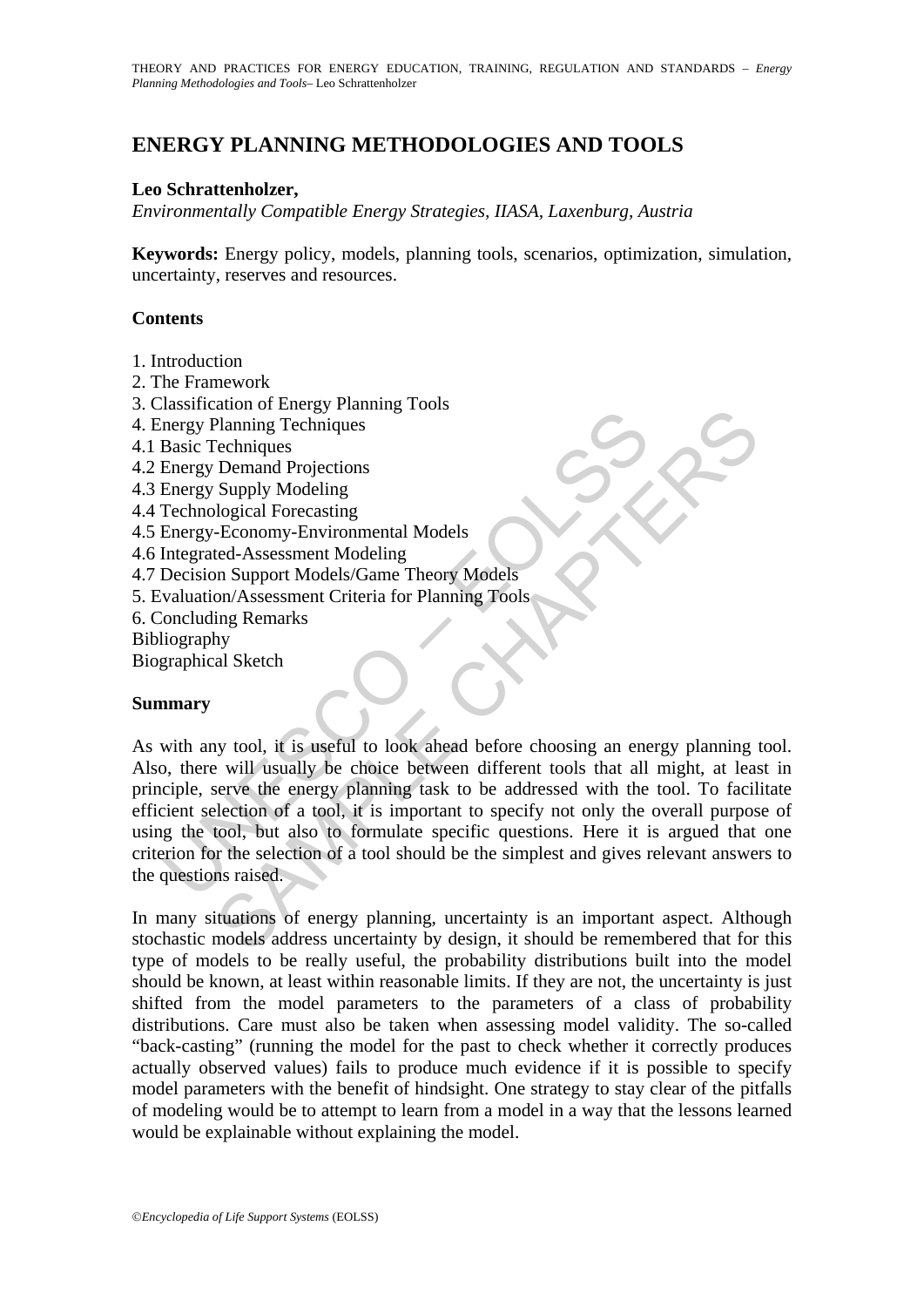# ENERGY PLANNING METHODOLOGIES AND TOOLS

**Leo Schrattenholzer,**

*Environmentally Compatible Energy Strategies, IIASA, Laxenburg, Austria*

**Keywords:** Energy policy, models, planning tools, scenarios, optimization, simulation, uncertainty, reserves and resources.

## Contents

1. Introduction
2. The Framework
3. Classification of Energy Planning Tools
4. Energy Planning Techniques
4.1 Basic Techniques
4.2 Energy Demand Projections
4.3 Energy Supply Modeling
4.4 Technological Forecasting
4.5 Energy-Economy-Environmental Models
4.6 Integrated-Assessment Modeling
4.7 Decision Support Models/Game Theory Models
5. Evaluation/Assessment Criteria for Planning Tools
6. Concluding Remarks

Bibliography

Biographical Sketch

## Summary

As with any tool, it is useful to look ahead before choosing an energy planning tool. Also, there will usually be choice between different tools that all might, at least in principle, serve the energy planning task to be addressed with the tool. To facilitate efficient selection of a tool, it is important to specify not only the overall purpose of using the tool, but also to formulate specific questions. Here it is argued that one criterion for the selection of a tool should be the simplest and gives relevant answers to the questions raised.

In many situations of energy planning, uncertainty is an important aspect. Although stochastic models address uncertainty by design, it should be remembered that for this type of models to be really useful, the probability distributions built into the model should be known, at least within reasonable limits. If they are not, the uncertainty is just shifted from the model parameters to the parameters of a class of probability distributions. Care must also be taken when assessing model validity. The so-called "back-casting" (running the model for the past to check whether it correctly produces actually observed values) fails to produce much evidence if it is possible to specify model parameters with the benefit of hindsight. One strategy to stay clear of the pitfalls of modeling would be to attempt to learn from a model in a way that the lessons learned would be explainable without explaining the model.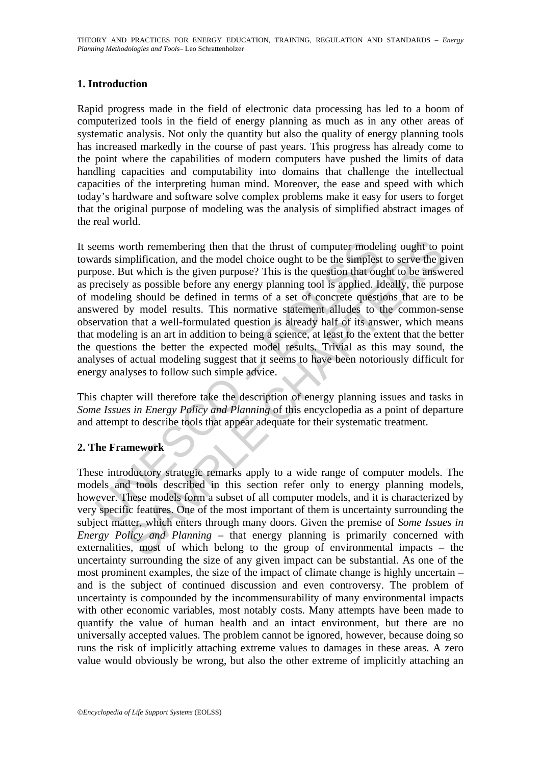## 1. Introduction

Rapid progress made in the field of electronic data processing has led to a boom of computerized tools in the field of energy planning as much as in any other areas of systematic analysis. Not only the quantity but also the quality of energy planning tools has increased markedly in the course of past years. This progress has already come to the point where the capabilities of modern computers have pushed the limits of data handling capacities and computability into domains that challenge the intellectual capacities of the interpreting human mind. Moreover, the ease and speed with which today's hardware and software solve complex problems make it easy for users to forget that the original purpose of modeling was the analysis of simplified abstract images of the real world.

It seems worth remembering then that the thrust of computer modeling ought to point towards simplification, and the model choice ought to be the simplest to serve the given purpose. But which is the given purpose? This is the question that ought to be answered as precisely as possible before any energy planning tool is applied. Ideally, the purpose of modeling should be defined in terms of a set of concrete questions that are to be answered by model results. This normative statement alludes to the common-sense observation that a well-formulated question is already half of its answer, which means that modeling is an art in addition to being a science, at least to the extent that the better the questions the better the expected model results. Trivial as this may sound, the analyses of actual modeling suggest that it seems to have been notoriously difficult for energy analyses to follow such simple advice.

This chapter will therefore take the description of energy planning issues and tasks in *Some Issues in Energy Policy and Planning* of this encyclopedia as a point of departure and attempt to describe tools that appear adequate for their systematic treatment.

## 2. The Framework

These introductory strategic remarks apply to a wide range of computer models. The models and tools described in this section refer only to energy planning models, however. These models form a subset of all computer models, and it is characterized by very specific features. One of the most important of them is uncertainty surrounding the subject matter, which enters through many doors. Given the premise of *Some Issues in Energy Policy and Planning* – that energy planning is primarily concerned with externalities, most of which belong to the group of environmental impacts – the uncertainty surrounding the size of any given impact can be substantial. As one of the most prominent examples, the size of the impact of climate change is highly uncertain – and is the subject of continued discussion and even controversy. The problem of uncertainty is compounded by the incommensurability of many environmental impacts with other economic variables, most notably costs. Many attempts have been made to quantify the value of human health and an intact environment, but there are no universally accepted values. The problem cannot be ignored, however, because doing so runs the risk of implicitly attaching extreme values to damages in these areas. A zero value would obviously be wrong, but also the other extreme of implicitly attaching an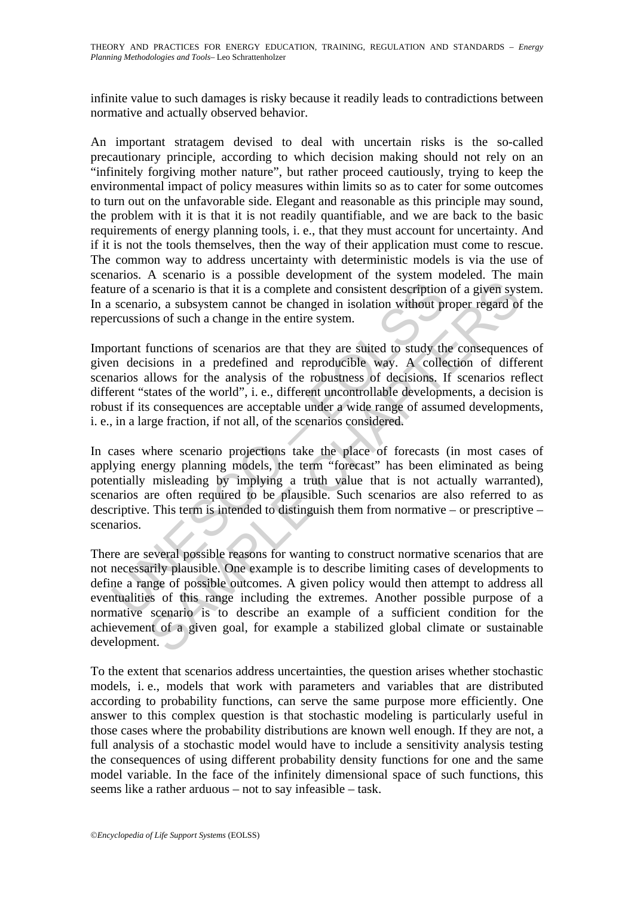infinite value to such damages is risky because it readily leads to contradictions between normative and actually observed behavior.

An important stratagem devised to deal with uncertain risks is the so-called precautionary principle, according to which decision making should not rely on an "infinitely forgiving mother nature", but rather proceed cautiously, trying to keep the environmental impact of policy measures within limits so as to cater for some outcomes to turn out on the unfavorable side. Elegant and reasonable as this principle may sound, the problem with it is that it is not readily quantifiable, and we are back to the basic requirements of energy planning tools, i. e., that they must account for uncertainty. And if it is not the tools themselves, then the way of their application must come to rescue. The common way to address uncertainty with deterministic models is via the use of scenarios. A scenario is a possible development of the system modeled. The main feature of a scenario is that it is a complete and consistent description of a given system. In a scenario, a subsystem cannot be changed in isolation without proper regard of the repercussions of such a change in the entire system.

Important functions of scenarios are that they are suited to study the consequences of given decisions in a predefined and reproducible way. A collection of different scenarios allows for the analysis of the robustness of decisions. If scenarios reflect different "states of the world", i. e., different uncontrollable developments, a decision is robust if its consequences are acceptable under a wide range of assumed developments, i. e., in a large fraction, if not all, of the scenarios considered.

In cases where scenario projections take the place of forecasts (in most cases of applying energy planning models, the term "forecast" has been eliminated as being potentially misleading by implying a truth value that is not actually warranted), scenarios are often required to be plausible. Such scenarios are also referred to as descriptive. This term is intended to distinguish them from normative – or prescriptive – scenarios.

There are several possible reasons for wanting to construct normative scenarios that are not necessarily plausible. One example is to describe limiting cases of developments to define a range of possible outcomes. A given policy would then attempt to address all eventualities of this range including the extremes. Another possible purpose of a normative scenario is to describe an example of a sufficient condition for the achievement of a given goal, for example a stabilized global climate or sustainable development.

To the extent that scenarios address uncertainties, the question arises whether stochastic models, i. e., models that work with parameters and variables that are distributed according to probability functions, can serve the same purpose more efficiently. One answer to this complex question is that stochastic modeling is particularly useful in those cases where the probability distributions are known well enough. If they are not, a full analysis of a stochastic model would have to include a sensitivity analysis testing the consequences of using different probability density functions for one and the same model variable. In the face of the infinitely dimensional space of such functions, this seems like a rather arduous – not to say infeasible – task.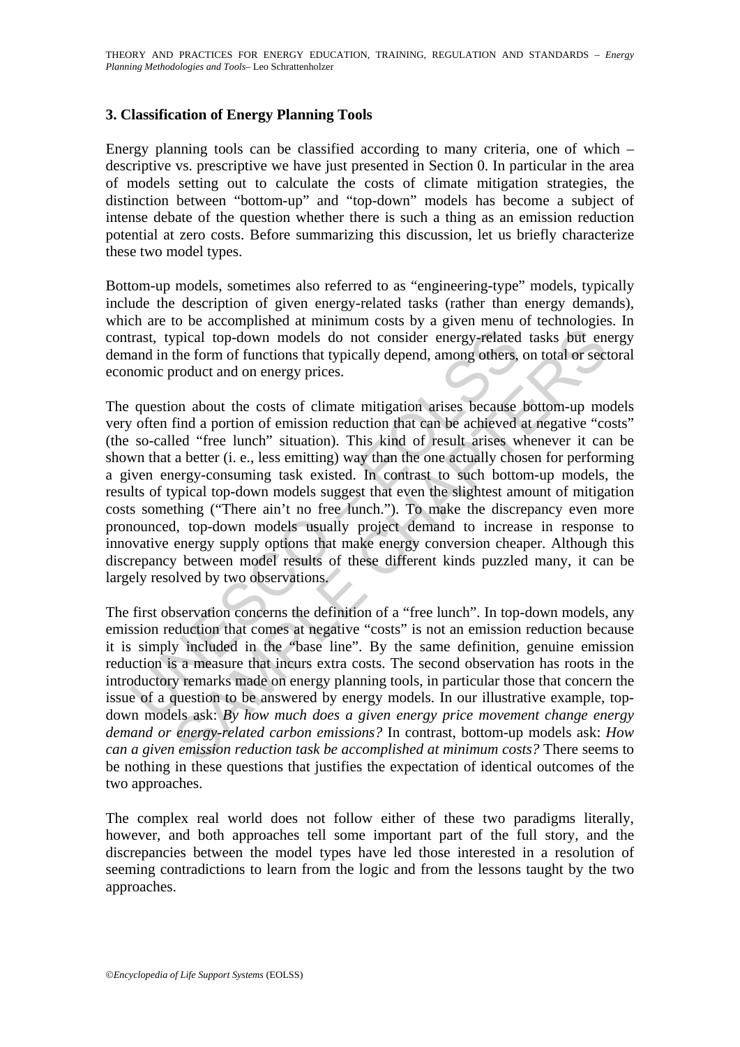### 3. Classification of Energy Planning Tools

Energy planning tools can be classified according to many criteria, one of which – descriptive vs. prescriptive we have just presented in Section 0. In particular in the area of models setting out to calculate the costs of climate mitigation strategies, the distinction between "bottom-up" and "top-down" models has become a subject of intense debate of the question whether there is such a thing as an emission reduction potential at zero costs. Before summarizing this discussion, let us briefly characterize these two model types.

Bottom-up models, sometimes also referred to as "engineering-type" models, typically include the description of given energy-related tasks (rather than energy demands), which are to be accomplished at minimum costs by a given menu of technologies. In contrast, typical top-down models do not consider energy-related tasks but energy demand in the form of functions that typically depend, among others, on total or sectoral economic product and on energy prices.

The question about the costs of climate mitigation arises because bottom-up models very often find a portion of emission reduction that can be achieved at negative "costs" (the so-called "free lunch" situation). This kind of result arises whenever it can be shown that a better (i. e., less emitting) way than the one actually chosen for performing a given energy-consuming task existed. In contrast to such bottom-up models, the results of typical top-down models suggest that even the slightest amount of mitigation costs something ("There ain't no free lunch."). To make the discrepancy even more pronounced, top-down models usually project demand to increase in response to innovative energy supply options that make energy conversion cheaper. Although this discrepancy between model results of these different kinds puzzled many, it can be largely resolved by two observations.

The first observation concerns the definition of a "free lunch". In top-down models, any emission reduction that comes at negative "costs" is not an emission reduction because it is simply included in the "base line". By the same definition, genuine emission reduction is a measure that incurs extra costs. The second observation has roots in the introductory remarks made on energy planning tools, in particular those that concern the issue of a question to be answered by energy models. In our illustrative example, top-down models ask: *By how much does a given energy price movement change energy demand or energy-related carbon emissions?* In contrast, bottom-up models ask: *How can a given emission reduction task be accomplished at minimum costs?* There seems to be nothing in these questions that justifies the expectation of identical outcomes of the two approaches.

The complex real world does not follow either of these two paradigms literally, however, and both approaches tell some important part of the full story, and the discrepancies between the model types have led those interested in a resolution of seeming contradictions to learn from the logic and from the lessons taught by the two approaches.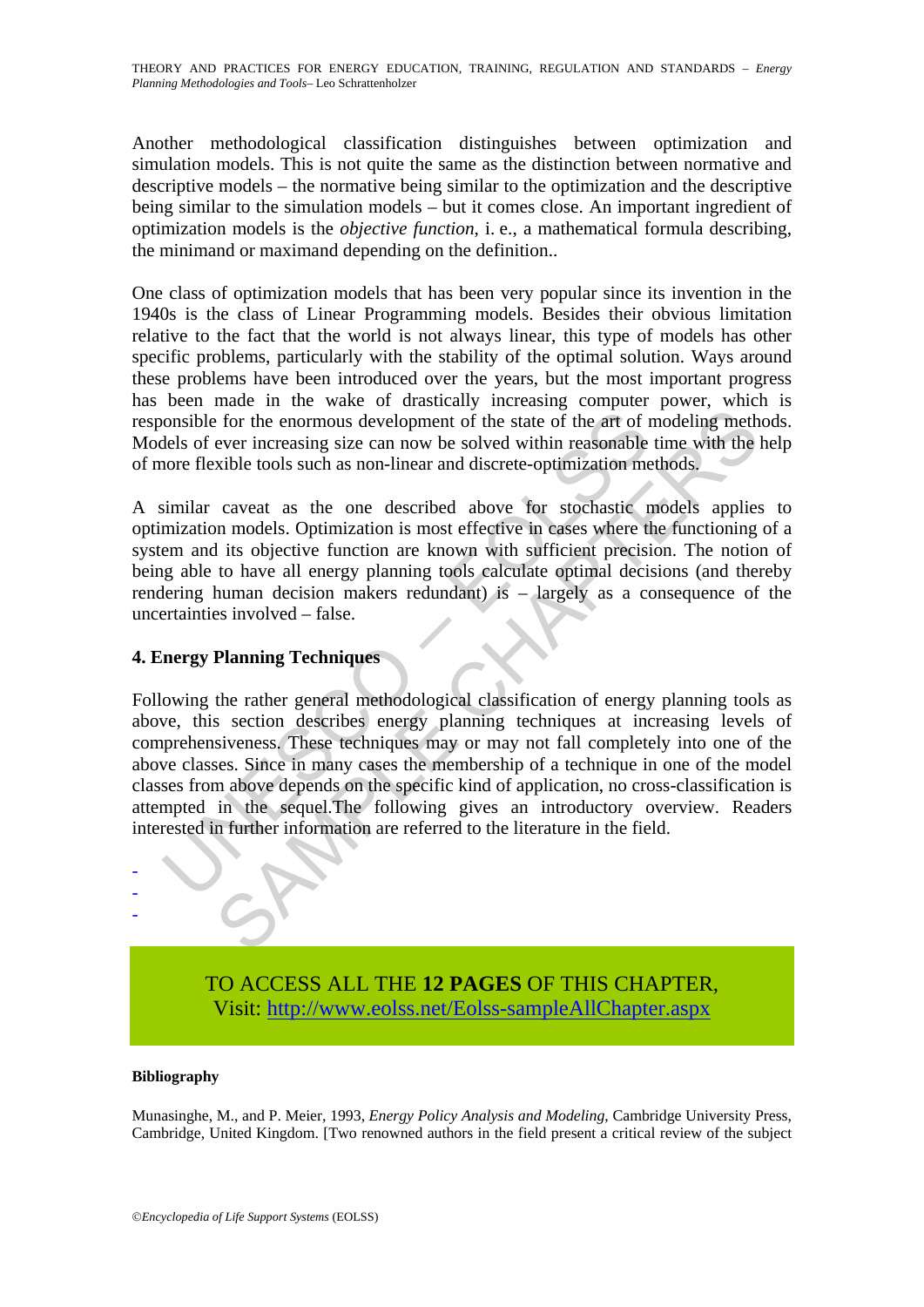Another methodological classification distinguishes between optimization and simulation models. This is not quite the same as the distinction between normative and descriptive models – the normative being similar to the optimization and the descriptive being similar to the simulation models – but it comes close. An important ingredient of optimization models is the *objective function*, i. e., a mathematical formula describing, the minimand or maximand depending on the definition..

One class of optimization models that has been very popular since its invention in the 1940s is the class of Linear Programming models. Besides their obvious limitation relative to the fact that the world is not always linear, this type of models has other specific problems, particularly with the stability of the optimal solution. Ways around these problems have been introduced over the years, but the most important progress has been made in the wake of drastically increasing computer power, which is responsible for the enormous development of the state of the art of modeling methods. Models of ever increasing size can now be solved within reasonable time with the help of more flexible tools such as non-linear and discrete-optimization methods.

A similar caveat as the one described above for stochastic models applies to optimization models. Optimization is most effective in cases where the functioning of a system and its objective function are known with sufficient precision. The notion of being able to have all energy planning tools calculate optimal decisions (and thereby rendering human decision makers redundant) is – largely as a consequence of the uncertainties involved – false.

## 4. Energy Planning Techniques

Following the rather general methodological classification of energy planning tools as above, this section describes energy planning techniques at increasing levels of comprehensiveness. These techniques may or may not fall completely into one of the above classes. Since in many cases the membership of a technique in one of the model classes from above depends on the specific kind of application, no cross-classification is attempted in the sequel.The following gives an introductory overview. Readers interested in further information are referred to the literature in the field.

-
-
-

TO ACCESS ALL THE **12 PAGES** OF THIS CHAPTER,
Visit: http://www.eolss.net/Eolss-sampleAllChapter.aspx

**Bibliography**

Munasinghe, M., and P. Meier, 1993, *Energy Policy Analysis and Modeling*, Cambridge University Press, Cambridge, United Kingdom. [Two renowned authors in the field present a critical review of the subject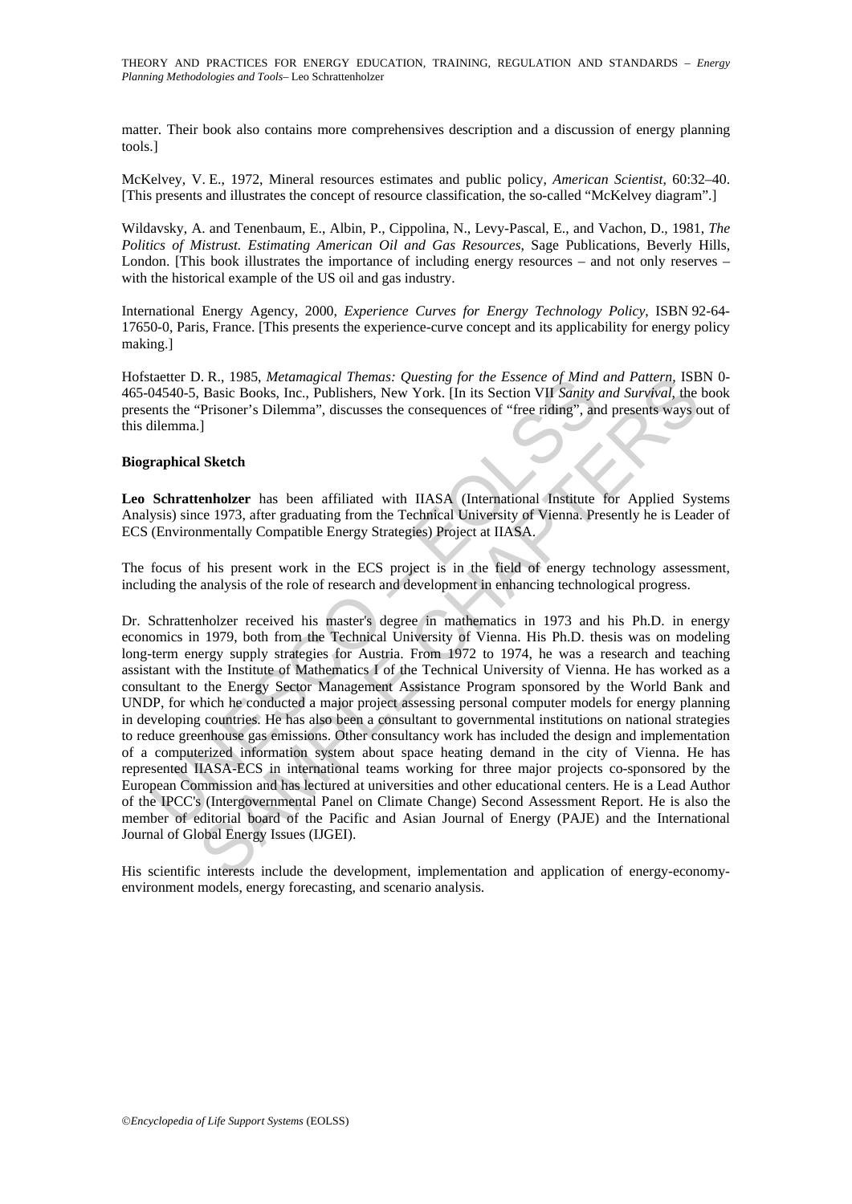matter. Their book also contains more comprehensives description and a discussion of energy planning tools.]

McKelvey, V. E., 1972, Mineral resources estimates and public policy, *American Scientist*, 60:32–40. [This presents and illustrates the concept of resource classification, the so-called "McKelvey diagram".]

Wildavsky, A. and Tenenbaum, E., Albin, P., Cippolina, N., Levy-Pascal, E., and Vachon, D., 1981, *The Politics of Mistrust. Estimating American Oil and Gas Resources*, Sage Publications, Beverly Hills, London. [This book illustrates the importance of including energy resources – and not only reserves – with the historical example of the US oil and gas industry.

International Energy Agency, 2000, *Experience Curves for Energy Technology Policy*, ISBN 92-64-17650-0, Paris, France. [This presents the experience-curve concept and its applicability for energy policy making.]

Hofstaetter D. R., 1985, *Metamagical Themas: Questing for the Essence of Mind and Pattern*, ISBN 0-465-04540-5, Basic Books, Inc., Publishers, New York. [In its Section VII *Sanity and Survival*, the book presents the "Prisoner's Dilemma", discusses the consequences of "free riding", and presents ways out of this dilemma.]

**Biographical Sketch**

**Leo Schrattenholzer** has been affiliated with IIASA (International Institute for Applied Systems Analysis) since 1973, after graduating from the Technical University of Vienna. Presently he is Leader of ECS (Environmentally Compatible Energy Strategies) Project at IIASA.

The focus of his present work in the ECS project is in the field of energy technology assessment, including the analysis of the role of research and development in enhancing technological progress.

Dr. Schrattenholzer received his master's degree in mathematics in 1973 and his Ph.D. in energy economics in 1979, both from the Technical University of Vienna. His Ph.D. thesis was on modeling long-term energy supply strategies for Austria. From 1972 to 1974, he was a research and teaching assistant with the Institute of Mathematics I of the Technical University of Vienna. He has worked as a consultant to the Energy Sector Management Assistance Program sponsored by the World Bank and UNDP, for which he conducted a major project assessing personal computer models for energy planning in developing countries. He has also been a consultant to governmental institutions on national strategies to reduce greenhouse gas emissions. Other consultancy work has included the design and implementation of a computerized information system about space heating demand in the city of Vienna. He has represented IIASA-ECS in international teams working for three major projects co-sponsored by the European Commission and has lectured at universities and other educational centers. He is a Lead Author of the IPCC's (Intergovernmental Panel on Climate Change) Second Assessment Report. He is also the member of editorial board of the Pacific and Asian Journal of Energy (PAJE) and the International Journal of Global Energy Issues (IJGEI).

His scientific interests include the development, implementation and application of energy-economy-environment models, energy forecasting, and scenario analysis.